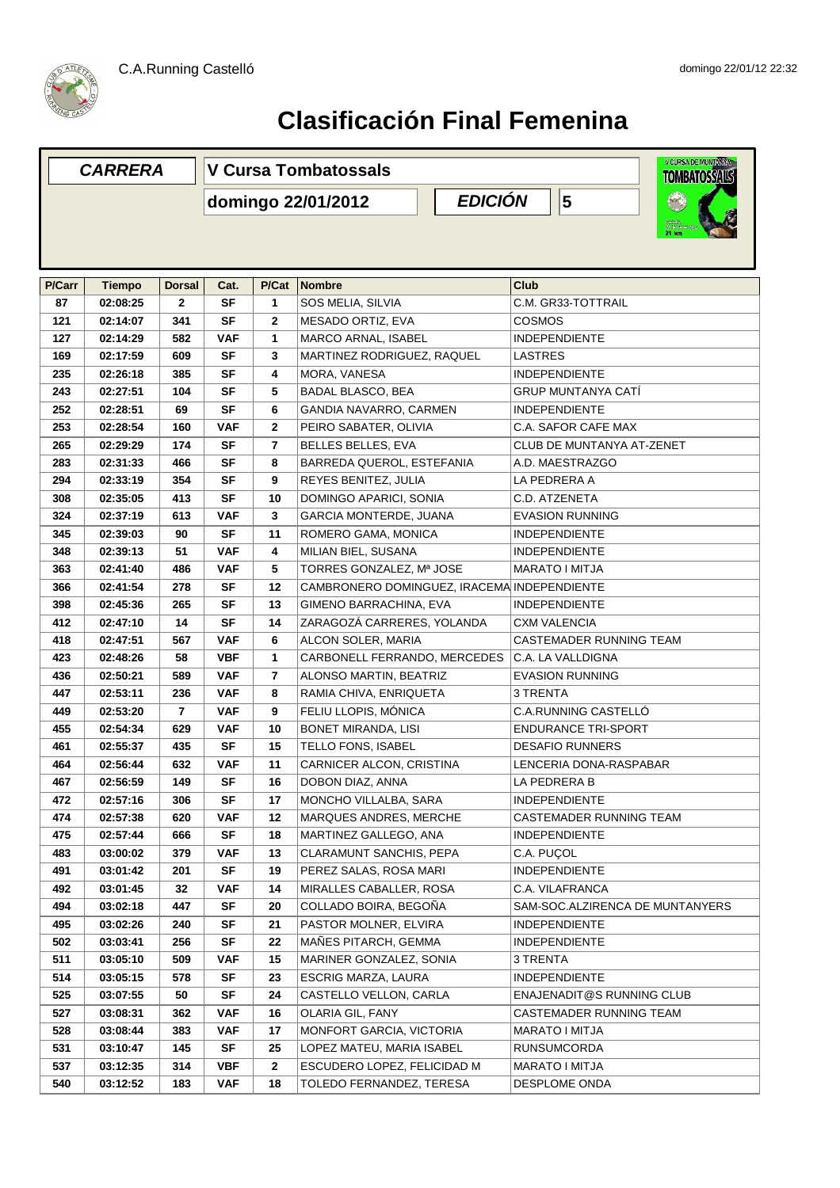C.A.Running Castelló

domingo 22/01/12 22:32

# Clasificación Final Femenina

| *CARRERA* | V Cursa Tombatossals | | |
|---|---|---|---|
| | domingo 22/01/2012 | *EDICIÓN* | 5 |

| P/Carr | Tiempo | Dorsal | Cat. | P/Cat | Nombre | Club |
|---|---|---|---|---|---|---|
| 87 | 02:08:25 | 2 | SF | 1 | SOS MELIA, SILVIA | C.M. GR33-TOTTRAIL |
| 121 | 02:14:07 | 341 | SF | 2 | MESADO ORTIZ, EVA | COSMOS |
| 127 | 02:14:29 | 582 | VAF | 1 | MARCO ARNAL, ISABEL | INDEPENDIENTE |
| 169 | 02:17:59 | 609 | SF | 3 | MARTINEZ RODRIGUEZ, RAQUEL | LASTRES |
| 235 | 02:26:18 | 385 | SF | 4 | MORA, VANESA | INDEPENDIENTE |
| 243 | 02:27:51 | 104 | SF | 5 | BADAL BLASCO, BEA | GRUP MUNTANYA CATÍ |
| 252 | 02:28:51 | 69 | SF | 6 | GANDIA NAVARRO, CARMEN | INDEPENDIENTE |
| 253 | 02:28:54 | 160 | VAF | 2 | PEIRO SABATER, OLIVIA | C.A. SAFOR CAFE MAX |
| 265 | 02:29:29 | 174 | SF | 7 | BELLES BELLES, EVA | CLUB DE MUNTANYA AT-ZENET |
| 283 | 02:31:33 | 466 | SF | 8 | BARREDA QUEROL, ESTEFANIA | A.D. MAESTRAZGO |
| 294 | 02:33:19 | 354 | SF | 9 | REYES BENITEZ, JULIA | LA PEDRERA A |
| 308 | 02:35:05 | 413 | SF | 10 | DOMINGO APARICI, SONIA | C.D. ATZENETA |
| 324 | 02:37:19 | 613 | VAF | 3 | GARCIA MONTERDE, JUANA | EVASION RUNNING |
| 345 | 02:39:03 | 90 | SF | 11 | ROMERO GAMA, MONICA | INDEPENDIENTE |
| 348 | 02:39:13 | 51 | VAF | 4 | MILIAN BIEL, SUSANA | INDEPENDIENTE |
| 363 | 02:41:40 | 486 | VAF | 5 | TORRES GONZALEZ, Mª JOSE | MARATO I MITJA |
| 366 | 02:41:54 | 278 | SF | 12 | CAMBRONERO DOMINGUEZ, IRACEMA | INDEPENDIENTE |
| 398 | 02:45:36 | 265 | SF | 13 | GIMENO BARRACHINA, EVA | INDEPENDIENTE |
| 412 | 02:47:10 | 14 | SF | 14 | ZARAGOZÁ CARRERES, YOLANDA | CXM VALENCIA |
| 418 | 02:47:51 | 567 | VAF | 6 | ALCON SOLER, MARIA | CASTEMADER RUNNING TEAM |
| 423 | 02:48:26 | 58 | VBF | 1 | CARBONELL FERRANDO, MERCEDES | C.A. LA VALLDIGNA |
| 436 | 02:50:21 | 589 | VAF | 7 | ALONSO MARTIN, BEATRIZ | EVASION RUNNING |
| 447 | 02:53:11 | 236 | VAF | 8 | RAMIA CHIVA, ENRIQUETA | 3 TRENTA |
| 449 | 02:53:20 | 7 | VAF | 9 | FELIU LLOPIS, MÓNICA | C.A.RUNNING CASTELLÓ |
| 455 | 02:54:34 | 629 | VAF | 10 | BONET MIRANDA, LISI | ENDURANCE TRI-SPORT |
| 461 | 02:55:37 | 435 | SF | 15 | TELLO FONS, ISABEL | DESAFIO RUNNERS |
| 464 | 02:56:44 | 632 | VAF | 11 | CARNICER ALCON, CRISTINA | LENCERIA DONA-RASPABAR |
| 467 | 02:56:59 | 149 | SF | 16 | DOBON DIAZ, ANNA | LA PEDRERA B |
| 472 | 02:57:16 | 306 | SF | 17 | MONCHO VILLALBA, SARA | INDEPENDIENTE |
| 474 | 02:57:38 | 620 | VAF | 12 | MARQUES ANDRES, MERCHE | CASTEMADER RUNNING TEAM |
| 475 | 02:57:44 | 666 | SF | 18 | MARTINEZ GALLEGO, ANA | INDEPENDIENTE |
| 483 | 03:00:02 | 379 | VAF | 13 | CLARAMUNT SANCHIS, PEPA | C.A. PUÇOL |
| 491 | 03:01:42 | 201 | SF | 19 | PEREZ SALAS, ROSA MARI | INDEPENDIENTE |
| 492 | 03:01:45 | 32 | VAF | 14 | MIRALLES CABALLER, ROSA | C.A. VILAFRANCA |
| 494 | 03:02:18 | 447 | SF | 20 | COLLADO BOIRA, BEGOÑA | SAM-SOC.ALZIRENCA DE MUNTANYERS |
| 495 | 03:02:26 | 240 | SF | 21 | PASTOR MOLNER, ELVIRA | INDEPENDIENTE |
| 502 | 03:03:41 | 256 | SF | 22 | MAÑES PITARCH, GEMMA | INDEPENDIENTE |
| 511 | 03:05:10 | 509 | VAF | 15 | MARINER GONZALEZ, SONIA | 3 TRENTA |
| 514 | 03:05:15 | 578 | SF | 23 | ESCRIG MARZA, LAURA | INDEPENDIENTE |
| 525 | 03:07:55 | 50 | SF | 24 | CASTELLO VELLON, CARLA | ENAJENADIT@S RUNNING CLUB |
| 527 | 03:08:31 | 362 | VAF | 16 | OLARIA GIL, FANY | CASTEMADER RUNNING TEAM |
| 528 | 03:08:44 | 383 | VAF | 17 | MONFORT GARCIA, VICTORIA | MARATO I MITJA |
| 531 | 03:10:47 | 145 | SF | 25 | LOPEZ MATEU, MARIA ISABEL | RUNSUMCORDA |
| 537 | 03:12:35 | 314 | VBF | 2 | ESCUDERO LOPEZ, FELICIDAD M | MARATO I MITJA |
| 540 | 03:12:52 | 183 | VAF | 18 | TOLEDO FERNANDEZ, TERESA | DESPLOME ONDA |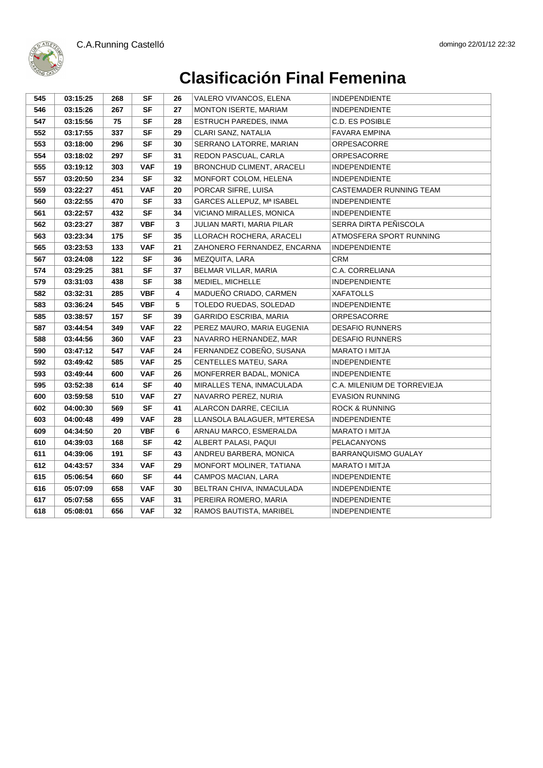# Clasificación Final Femenina

| | | | | | | |
|---|---|---|---|---|---|---|
| 545 | 03:15:25 | 268 | SF | 26 | VALERO VIVANCOS, ELENA | INDEPENDIENTE |
| 546 | 03:15:26 | 267 | SF | 27 | MONTON ISERTE, MARIAM | INDEPENDIENTE |
| 547 | 03:15:56 | 75 | SF | 28 | ESTRUCH PAREDES, INMA | C.D. ES POSIBLE |
| 552 | 03:17:55 | 337 | SF | 29 | CLARI SANZ, NATALIA | FAVARA EMPINA |
| 553 | 03:18:00 | 296 | SF | 30 | SERRANO LATORRE, MARIAN | ORPESACORRE |
| 554 | 03:18:02 | 297 | SF | 31 | REDON PASCUAL, CARLA | ORPESACORRE |
| 555 | 03:19:12 | 303 | VAF | 19 | BRONCHUD CLIMENT, ARACELI | INDEPENDIENTE |
| 557 | 03:20:50 | 234 | SF | 32 | MONFORT COLOM, HELENA | INDEPENDIENTE |
| 559 | 03:22:27 | 451 | VAF | 20 | PORCAR SIFRE, LUISA | CASTEMADER RUNNING TEAM |
| 560 | 03:22:55 | 470 | SF | 33 | GARCES ALLEPUZ, Mª ISABEL | INDEPENDIENTE |
| 561 | 03:22:57 | 432 | SF | 34 | VICIANO MIRALLES, MONICA | INDEPENDIENTE |
| 562 | 03:23:27 | 387 | VBF | 3 | JULIAN MARTI, MARIA PILAR | SERRA DIRTA PEÑISCOLA |
| 563 | 03:23:34 | 175 | SF | 35 | LLORACH ROCHERA, ARACELI | ATMOSFERA SPORT RUNNING |
| 565 | 03:23:53 | 133 | VAF | 21 | ZAHONERO FERNANDEZ, ENCARNA | INDEPENDIENTE |
| 567 | 03:24:08 | 122 | SF | 36 | MEZQUITA, LARA | CRM |
| 574 | 03:29:25 | 381 | SF | 37 | BELMAR VILLAR, MARIA | C.A. CORRELIANA |
| 579 | 03:31:03 | 438 | SF | 38 | MEDIEL, MICHELLE | INDEPENDIENTE |
| 582 | 03:32:31 | 285 | VBF | 4 | MADUEÑO CRIADO, CARMEN | XAFATOLLS |
| 583 | 03:36:24 | 545 | VBF | 5 | TOLEDO RUEDAS, SOLEDAD | INDEPENDIENTE |
| 585 | 03:38:57 | 157 | SF | 39 | GARRIDO ESCRIBA, MARIA | ORPESACORRE |
| 587 | 03:44:54 | 349 | VAF | 22 | PEREZ MAURO, MARIA EUGENIA | DESAFIO RUNNERS |
| 588 | 03:44:56 | 360 | VAF | 23 | NAVARRO HERNANDEZ, MAR | DESAFIO RUNNERS |
| 590 | 03:47:12 | 547 | VAF | 24 | FERNANDEZ COBEÑO, SUSANA | MARATO I MITJA |
| 592 | 03:49:42 | 585 | VAF | 25 | CENTELLES MATEU, SARA | INDEPENDIENTE |
| 593 | 03:49:44 | 600 | VAF | 26 | MONFERRER BADAL, MONICA | INDEPENDIENTE |
| 595 | 03:52:38 | 614 | SF | 40 | MIRALLES TENA, INMACULADA | C.A. MILENIUM DE TORREVIEJA |
| 600 | 03:59:58 | 510 | VAF | 27 | NAVARRO PEREZ, NURIA | EVASION RUNNING |
| 602 | 04:00:30 | 569 | SF | 41 | ALARCON DARRE, CECILIA | ROCK & RUNNING |
| 603 | 04:00:48 | 499 | VAF | 28 | LLANSOLA BALAGUER, MªTERESA | INDEPENDIENTE |
| 609 | 04:34:50 | 20 | VBF | 6 | ARNAU MARCO, ESMERALDA | MARATO I MITJA |
| 610 | 04:39:03 | 168 | SF | 42 | ALBERT PALASI, PAQUI | PELACANYONS |
| 611 | 04:39:06 | 191 | SF | 43 | ANDREU BARBERA, MONICA | BARRANQUISMO GUALAY |
| 612 | 04:43:57 | 334 | VAF | 29 | MONFORT MOLINER, TATIANA | MARATO I MITJA |
| 615 | 05:06:54 | 660 | SF | 44 | CAMPOS MACIAN, LARA | INDEPENDIENTE |
| 616 | 05:07:09 | 658 | VAF | 30 | BELTRAN CHIVA, INMACULADA | INDEPENDIENTE |
| 617 | 05:07:58 | 655 | VAF | 31 | PEREIRA ROMERO, MARIA | INDEPENDIENTE |
| 618 | 05:08:01 | 656 | VAF | 32 | RAMOS BAUTISTA, MARIBEL | INDEPENDIENTE |